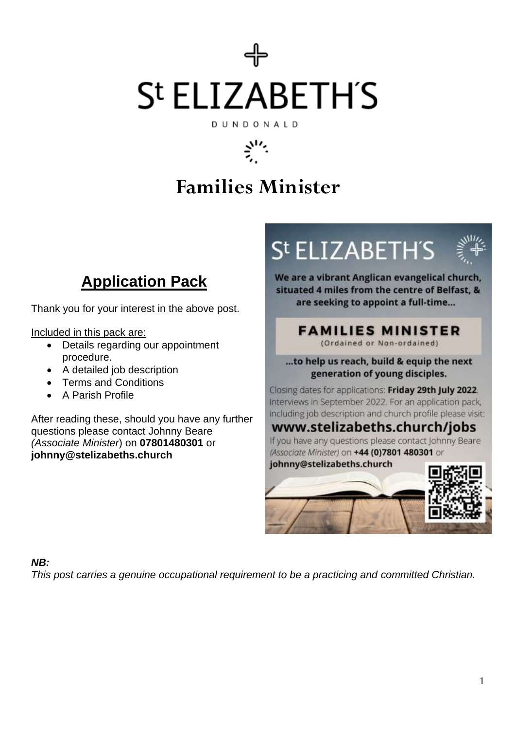# St ELIZABETH'S

DUNDONALD

# Families Minister

## Application Pack

Thank you for your interest in the above post.

Included in this pack are:

- Details regarding our appointment procedure.
- A detailed job description
- Terms and Conditions
- A Parish Profile

After reading these, should you have any further questions please contact Johnny Beare *(Associate Minister*) on **07801480301** or **johnny@stelizabeths.church**

St ELIZABETH'S

**We are a vibrant Anglican evangelical church, situated 4 miles from the centre of Belfast, & are seeking to appoint a full-time...**

**FAMILIES MINISTER**

(Ordained or Non-ordained)

**...to help us reach, build & equip the next generation of young disciples.**

Closing dates for applications: **Friday 29th July 2022**. Interviews in September 2022. For an application pack, including job description and church profile please visit:

**www.stelizabeths.church/jobs**

If you have any questions please contact Johnny Beare *(Associate Minister)* on **+44 (0)7801 480301** or **johnny@stelizabeths.church**

***NB:***

*This post carries a genuine occupational requirement to be a practicing and committed Christian.*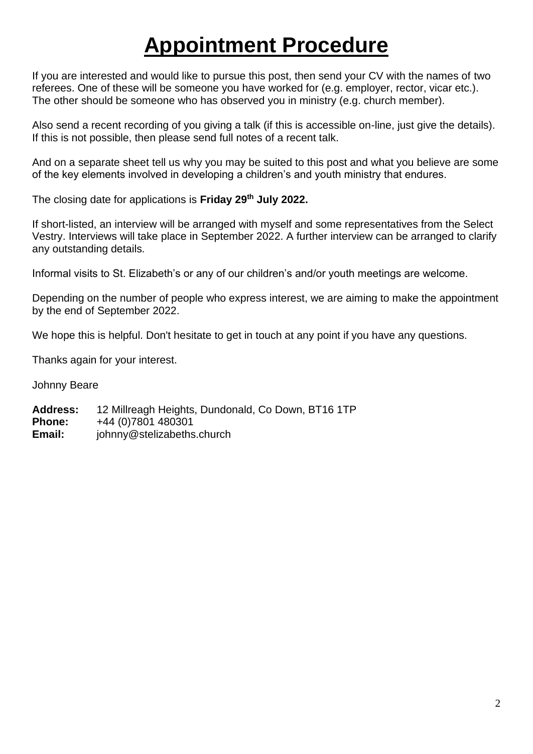# Appointment Procedure

If you are interested and would like to pursue this post, then send your CV with the names of two referees. One of these will be someone you have worked for (e.g. employer, rector, vicar etc.). The other should be someone who has observed you in ministry (e.g. church member).

Also send a recent recording of you giving a talk (if this is accessible on-line, just give the details). If this is not possible, then please send full notes of a recent talk.

And on a separate sheet tell us why you may be suited to this post and what you believe are some of the key elements involved in developing a children's and youth ministry that endures.

The closing date for applications is **Friday 29th July 2022.**

If short-listed, an interview will be arranged with myself and some representatives from the Select Vestry. Interviews will take place in September 2022. A further interview can be arranged to clarify any outstanding details.

Informal visits to St. Elizabeth's or any of our children's and/or youth meetings are welcome.

Depending on the number of people who express interest, we are aiming to make the appointment by the end of September 2022.

We hope this is helpful. Don't hesitate to get in touch at any point if you have any questions.

Thanks again for your interest.

Johnny Beare

**Address:** 12 Millreagh Heights, Dundonald, Co Down, BT16 1TP
**Phone:** +44 (0)7801 480301
**Email:** johnny@stelizabeths.church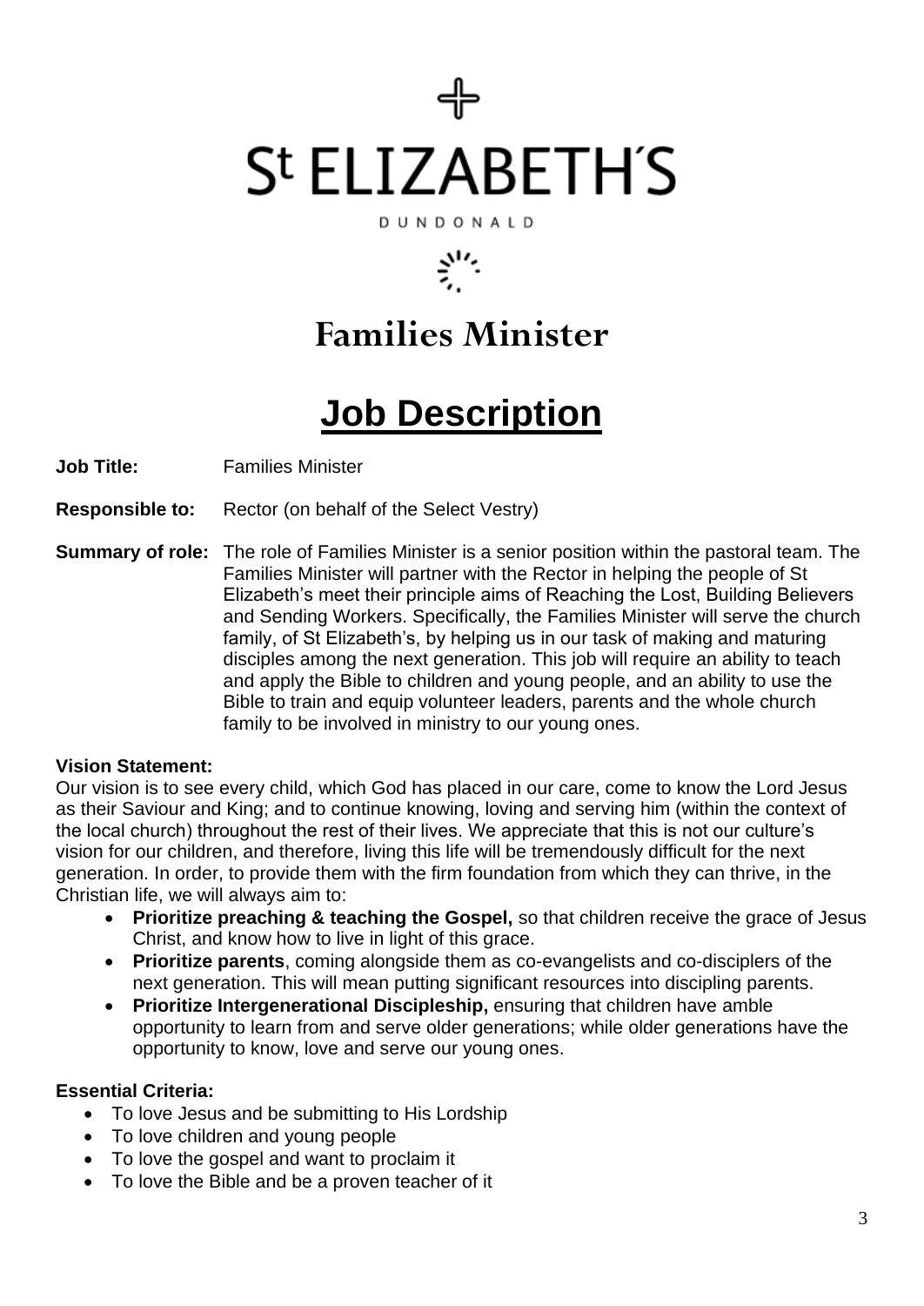St ELIZABETH'S

DUNDONALD

# Families Minister

# Job Description

**Job Title:** Families Minister

**Responsible to:** Rector (on behalf of the Select Vestry)

**Summary of role:** The role of Families Minister is a senior position within the pastoral team. The Families Minister will partner with the Rector in helping the people of St Elizabeth's meet their principle aims of Reaching the Lost, Building Believers and Sending Workers. Specifically, the Families Minister will serve the church family, of St Elizabeth's, by helping us in our task of making and maturing disciples among the next generation. This job will require an ability to teach and apply the Bible to children and young people, and an ability to use the Bible to train and equip volunteer leaders, parents and the whole church family to be involved in ministry to our young ones.

**Vision Statement:**

Our vision is to see every child, which God has placed in our care, come to know the Lord Jesus as their Saviour and King; and to continue knowing, loving and serving him (within the context of the local church) throughout the rest of their lives. We appreciate that this is not our culture's vision for our children, and therefore, living this life will be tremendously difficult for the next generation. In order, to provide them with the firm foundation from which they can thrive, in the Christian life, we will always aim to:

- **Prioritize preaching & teaching the Gospel,** so that children receive the grace of Jesus Christ, and know how to live in light of this grace.
- **Prioritize parents**, coming alongside them as co-evangelists and co-disciplers of the next generation. This will mean putting significant resources into discipling parents.
- **Prioritize Intergenerational Discipleship,** ensuring that children have amble opportunity to learn from and serve older generations; while older generations have the opportunity to know, love and serve our young ones.

**Essential Criteria:**

- To love Jesus and be submitting to His Lordship
- To love children and young people
- To love the gospel and want to proclaim it
- To love the Bible and be a proven teacher of it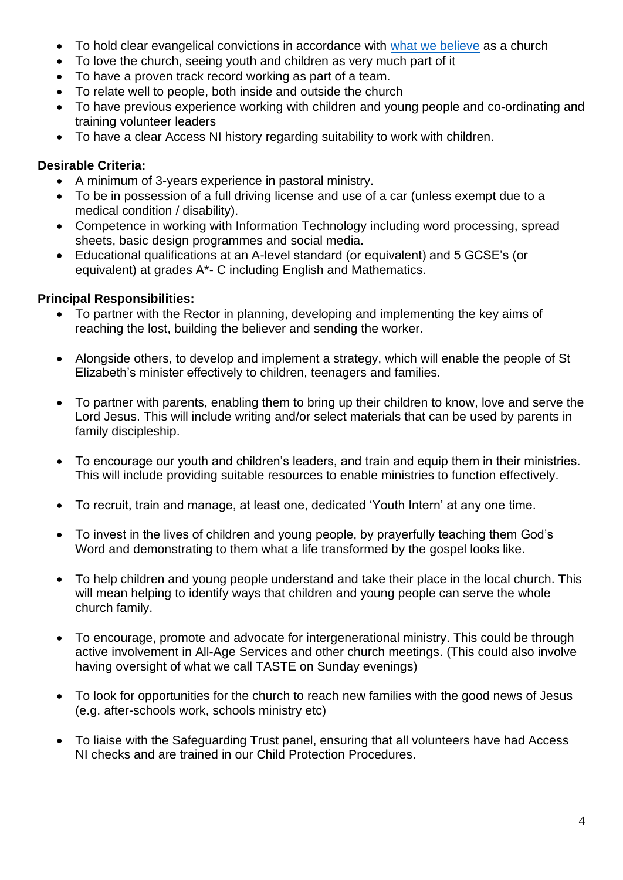- To hold clear evangelical convictions in accordance with [what we believe]() as a church
- To love the church, seeing youth and children as very much part of it
- To have a proven track record working as part of a team.
- To relate well to people, both inside and outside the church
- To have previous experience working with children and young people and co-ordinating and training volunteer leaders
- To have a clear Access NI history regarding suitability to work with children.

**Desirable Criteria:**

- A minimum of 3-years experience in pastoral ministry.
- To be in possession of a full driving license and use of a car (unless exempt due to a medical condition / disability).
- Competence in working with Information Technology including word processing, spread sheets, basic design programmes and social media.
- Educational qualifications at an A-level standard (or equivalent) and 5 GCSE's (or equivalent) at grades A*- C including English and Mathematics.

**Principal Responsibilities:**

- To partner with the Rector in planning, developing and implementing the key aims of reaching the lost, building the believer and sending the worker.

- Alongside others, to develop and implement a strategy, which will enable the people of St Elizabeth's minister effectively to children, teenagers and families.

- To partner with parents, enabling them to bring up their children to know, love and serve the Lord Jesus. This will include writing and/or select materials that can be used by parents in family discipleship.

- To encourage our youth and children's leaders, and train and equip them in their ministries. This will include providing suitable resources to enable ministries to function effectively.

- To recruit, train and manage, at least one, dedicated 'Youth Intern' at any one time.

- To invest in the lives of children and young people, by prayerfully teaching them God's Word and demonstrating to them what a life transformed by the gospel looks like.

- To help children and young people understand and take their place in the local church. This will mean helping to identify ways that children and young people can serve the whole church family.

- To encourage, promote and advocate for intergenerational ministry. This could be through active involvement in All-Age Services and other church meetings. (This could also involve having oversight of what we call TASTE on Sunday evenings)

- To look for opportunities for the church to reach new families with the good news of Jesus (e.g. after-schools work, schools ministry etc)

- To liaise with the Safeguarding Trust panel, ensuring that all volunteers have had Access NI checks and are trained in our Child Protection Procedures.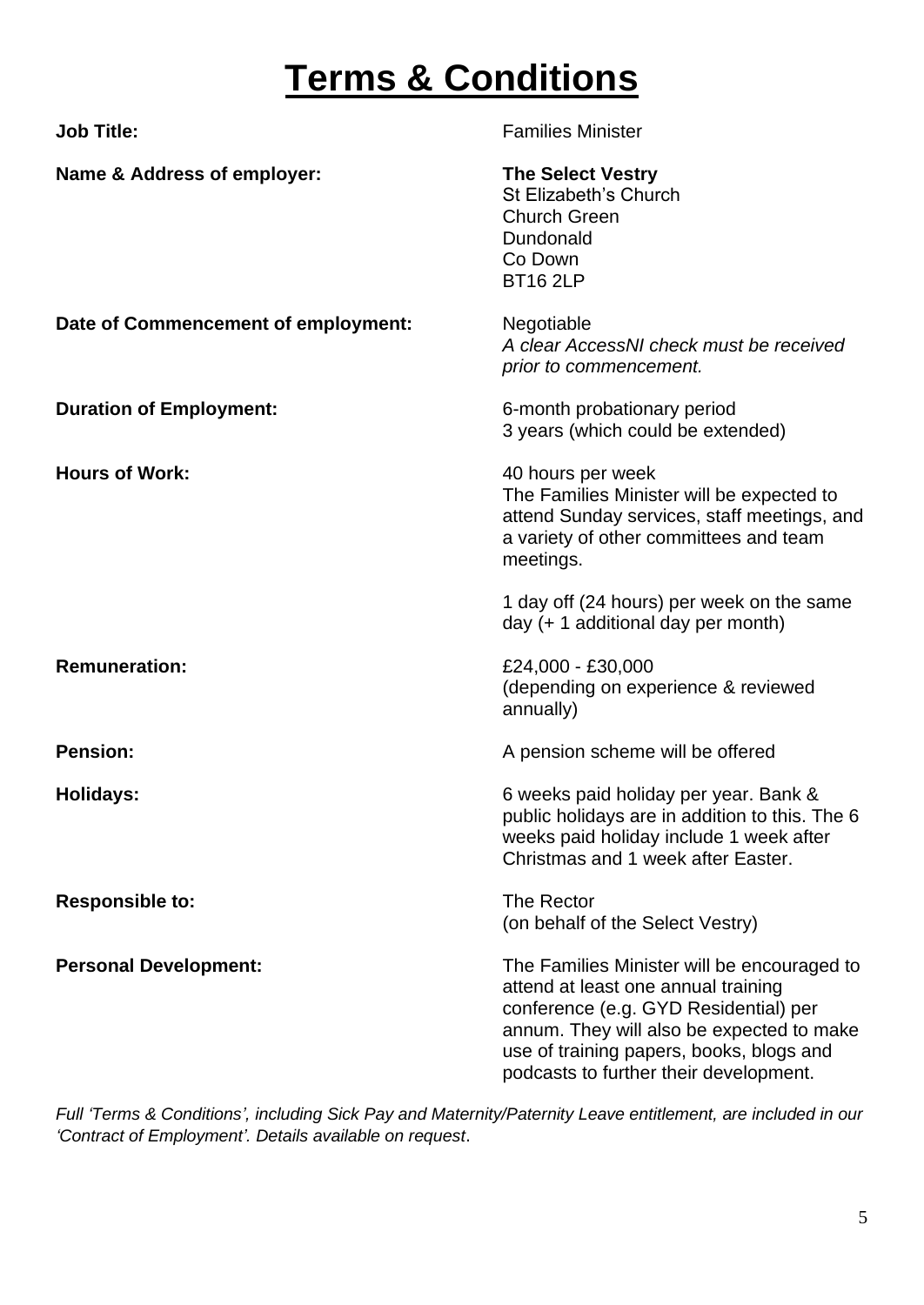# Terms & Conditions

| | |
|---|---|
| **Job Title:** | Families Minister |
| **Name & Address of employer:** | **The Select Vestry**<br>St Elizabeth's Church<br>Church Green<br>Dundonald<br>Co Down<br>BT16 2LP |
| **Date of Commencement of employment:** | Negotiable<br>*A clear AccessNI check must be received prior to commencement.* |
| **Duration of Employment:** | 6-month probationary period<br>3 years (which could be extended) |
| **Hours of Work:** | 40 hours per week<br>The Families Minister will be expected to attend Sunday services, staff meetings, and a variety of other committees and team meetings.<br><br>1 day off (24 hours) per week on the same day (+ 1 additional day per month) |
| **Remuneration:** | £24,000 - £30,000<br>(depending on experience & reviewed annually) |
| **Pension:** | A pension scheme will be offered |
| **Holidays:** | 6 weeks paid holiday per year. Bank & public holidays are in addition to this. The 6 weeks paid holiday include 1 week after Christmas and 1 week after Easter. |
| **Responsible to:** | The Rector<br>(on behalf of the Select Vestry) |
| **Personal Development:** | The Families Minister will be encouraged to attend at least one annual training conference (e.g. GYD Residential) per annum. They will also be expected to make use of training papers, books, blogs and podcasts to further their development. |

*Full 'Terms & Conditions', including Sick Pay and Maternity/Paternity Leave entitlement, are included in our 'Contract of Employment'. Details available on request*.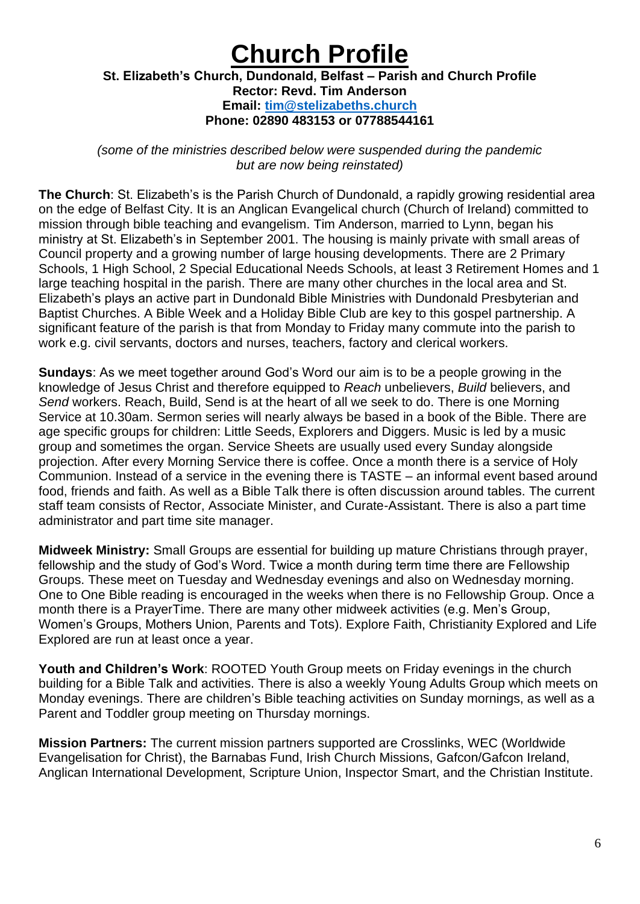# Church Profile

**St. Elizabeth's Church, Dundonald, Belfast – Parish and Church Profile**
**Rector: Revd. Tim Anderson**
**Email: [tim@stelizabeths.church](mailto:tim@stelizabeths.church)**
**Phone: 02890 483153 or 07788544161**

*(some of the ministries described below were suspended during the pandemic but are now being reinstated)*

**The Church**: St. Elizabeth's is the Parish Church of Dundonald, a rapidly growing residential area on the edge of Belfast City. It is an Anglican Evangelical church (Church of Ireland) committed to mission through bible teaching and evangelism. Tim Anderson, married to Lynn, began his ministry at St. Elizabeth's in September 2001. The housing is mainly private with small areas of Council property and a growing number of large housing developments. There are 2 Primary Schools, 1 High School, 2 Special Educational Needs Schools, at least 3 Retirement Homes and 1 large teaching hospital in the parish. There are many other churches in the local area and St. Elizabeth's plays an active part in Dundonald Bible Ministries with Dundonald Presbyterian and Baptist Churches. A Bible Week and a Holiday Bible Club are key to this gospel partnership. A significant feature of the parish is that from Monday to Friday many commute into the parish to work e.g. civil servants, doctors and nurses, teachers, factory and clerical workers.

**Sundays**: As we meet together around God's Word our aim is to be a people growing in the knowledge of Jesus Christ and therefore equipped to *Reach* unbelievers, *Build* believers, and *Send* workers. Reach, Build, Send is at the heart of all we seek to do. There is one Morning Service at 10.30am. Sermon series will nearly always be based in a book of the Bible. There are age specific groups for children: Little Seeds, Explorers and Diggers. Music is led by a music group and sometimes the organ. Service Sheets are usually used every Sunday alongside projection. After every Morning Service there is coffee. Once a month there is a service of Holy Communion. Instead of a service in the evening there is TASTE – an informal event based around food, friends and faith. As well as a Bible Talk there is often discussion around tables. The current staff team consists of Rector, Associate Minister, and Curate-Assistant. There is also a part time administrator and part time site manager.

**Midweek Ministry:** Small Groups are essential for building up mature Christians through prayer, fellowship and the study of God's Word. Twice a month during term time there are Fellowship Groups. These meet on Tuesday and Wednesday evenings and also on Wednesday morning. One to One Bible reading is encouraged in the weeks when there is no Fellowship Group. Once a month there is a PrayerTime. There are many other midweek activities (e.g. Men's Group, Women's Groups, Mothers Union, Parents and Tots). Explore Faith, Christianity Explored and Life Explored are run at least once a year.

**Youth and Children's Work**: ROOTED Youth Group meets on Friday evenings in the church building for a Bible Talk and activities. There is also a weekly Young Adults Group which meets on Monday evenings. There are children's Bible teaching activities on Sunday mornings, as well as a Parent and Toddler group meeting on Thursday mornings.

**Mission Partners:** The current mission partners supported are Crosslinks, WEC (Worldwide Evangelisation for Christ), the Barnabas Fund, Irish Church Missions, Gafcon/Gafcon Ireland, Anglican International Development, Scripture Union, Inspector Smart, and the Christian Institute.